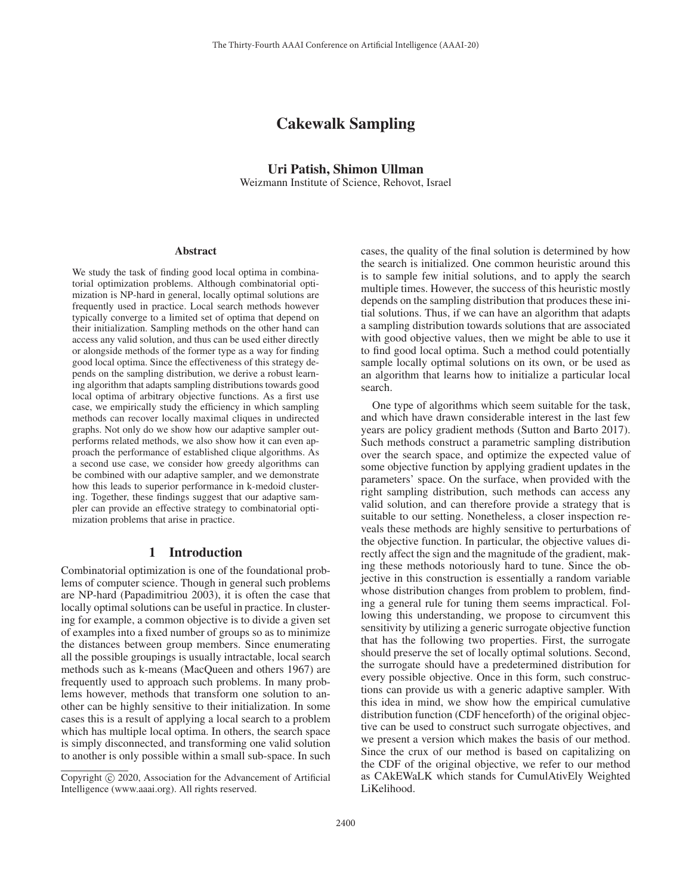# Cakewalk Sampling

**Uri Patish, Shimon Ullman**
Weizmann Institute of Science, Rehovot, Israel

## Abstract

We study the task of finding good local optima in combinatorial optimization problems. Although combinatorial optimization is NP-hard in general, locally optimal solutions are frequently used in practice. Local search methods however typically converge to a limited set of optima that depend on their initialization. Sampling methods on the other hand can access any valid solution, and thus can be used either directly or alongside methods of the former type as a way for finding good local optima. Since the effectiveness of this strategy depends on the sampling distribution, we derive a robust learning algorithm that adapts sampling distributions towards good local optima of arbitrary objective functions. As a first use case, we empirically study the efficiency in which sampling methods can recover locally maximal cliques in undirected graphs. Not only do we show how our adaptive sampler outperforms related methods, we also show how it can even approach the performance of established clique algorithms. As a second use case, we consider how greedy algorithms can be combined with our adaptive sampler, and we demonstrate how this leads to superior performance in k-medoid clustering. Together, these findings suggest that our adaptive sampler can provide an effective strategy to combinatorial optimization problems that arise in practice.

## 1 Introduction

Combinatorial optimization is one of the foundational problems of computer science. Though in general such problems are NP-hard (Papadimitriou 2003), it is often the case that locally optimal solutions can be useful in practice. In clustering for example, a common objective is to divide a given set of examples into a fixed number of groups so as to minimize the distances between group members. Since enumerating all the possible groupings is usually intractable, local search methods such as k-means (MacQueen and others 1967) are frequently used to approach such problems. In many problems however, methods that transform one solution to another can be highly sensitive to their initialization. In some cases this is a result of applying a local search to a problem which has multiple local optima. In others, the search space is simply disconnected, and transforming one valid solution to another is only possible within a small sub-space. In such cases, the quality of the final solution is determined by how the search is initialized. One common heuristic around this is to sample few initial solutions, and to apply the search multiple times. However, the success of this heuristic mostly depends on the sampling distribution that produces these initial solutions. Thus, if we can have an algorithm that adapts a sampling distribution towards solutions that are associated with good objective values, then we might be able to use it to find good local optima. Such a method could potentially sample locally optimal solutions on its own, or be used as an algorithm that learns how to initialize a particular local search.

One type of algorithms which seem suitable for the task, and which have drawn considerable interest in the last few years are policy gradient methods (Sutton and Barto 2017). Such methods construct a parametric sampling distribution over the search space, and optimize the expected value of some objective function by applying gradient updates in the parameters' space. On the surface, when provided with the right sampling distribution, such methods can access any valid solution, and can therefore provide a strategy that is suitable to our setting. Nonetheless, a closer inspection reveals these methods are highly sensitive to perturbations of the objective function. In particular, the objective values directly affect the sign and the magnitude of the gradient, making these methods notoriously hard to tune. Since the objective in this construction is essentially a random variable whose distribution changes from problem to problem, finding a general rule for tuning them seems impractical. Following this understanding, we propose to circumvent this sensitivity by utilizing a generic surrogate objective function that has the following two properties. First, the surrogate should preserve the set of locally optimal solutions. Second, the surrogate should have a predetermined distribution for every possible objective. Once in this form, such constructions can provide us with a generic adaptive sampler. With this idea in mind, we show how the empirical cumulative distribution function (CDF henceforth) of the original objective can be used to construct such surrogate objectives, and we present a version which makes the basis of our method. Since the crux of our method is based on capitalizing on the CDF of the original objective, we refer to our method as CAkEWaLK which stands for CumulAtivEly Weighted LiKelihood.

Copyright © 2020, Association for the Advancement of Artificial Intelligence (www.aaai.org). All rights reserved.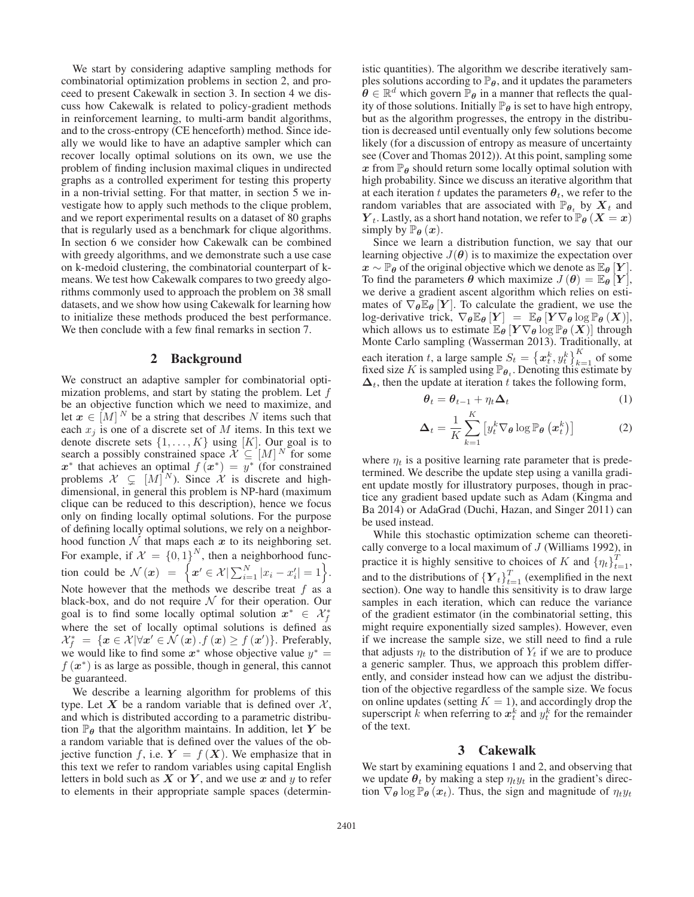We start by considering adaptive sampling methods for combinatorial optimization problems in section 2, and proceed to present Cakewalk in section 3. In section 4 we discuss how Cakewalk is related to policy-gradient methods in reinforcement learning, to multi-arm bandit algorithms, and to the cross-entropy (CE henceforth) method. Since ideally we would like to have an adaptive sampler which can recover locally optimal solutions on its own, we use the problem of finding inclusion maximal cliques in undirected graphs as a controlled experiment for testing this property in a non-trivial setting. For that matter, in section 5 we investigate how to apply such methods to the clique problem, and we report experimental results on a dataset of 80 graphs that is regularly used as a benchmark for clique algorithms. In section 6 we consider how Cakewalk can be combined with greedy algorithms, and we demonstrate such a use case on k-medoid clustering, the combinatorial counterpart of k-means. We test how Cakewalk compares to two greedy algorithms commonly used to approach the problem on 38 small datasets, and we show how using Cakewalk for learning how to initialize these methods produced the best performance. We then conclude with a few final remarks in section 7.

## 2 Background

We construct an adaptive sampler for combinatorial optimization problems, and start by stating the problem. Let $f$ be an objective function which we need to maximize, and let $\boldsymbol{x} \in [M]^N$ be a string that describes $N$ items such that each $x_j$ is one of a discrete set of $M$ items. In this text we denote discrete sets $\{1, \ldots, K\}$ using $[K]$. Our goal is to search a possibly constrained space $\mathcal{X} \subseteq [M]^N$ for some $\boldsymbol{x}^*$ that achieves an optimal $f(\boldsymbol{x}^*) = y^*$ (for constrained problems $\mathcal{X} \subsetneq [M]^N$). Since $\mathcal{X}$ is discrete and high-dimensional, in general this problem is NP-hard (maximum clique can be reduced to this description), hence we focus only on finding locally optimal solutions. For the purpose of defining locally optimal solutions, we rely on a neighborhood function $\mathcal{N}$ that maps each $\boldsymbol{x}$ to its neighboring set. For example, if $\mathcal{X} = \{0, 1\}^N$, then a neighborhood function could be $\mathcal{N}(\boldsymbol{x}) = \left\{\boldsymbol{x}' \in \mathcal{X} | \sum_{i=1}^N |x_i - x_i'| = 1\right\}$. Note however that the methods we describe treat $f$ as a black-box, and do not require $\mathcal{N}$ for their operation. Our goal is to find some locally optimal solution $\boldsymbol{x}^* \in \mathcal{X}_f^*$ where the set of locally optimal solutions is defined as $\mathcal{X}_f^* = \{\boldsymbol{x} \in \mathcal{X} | \forall \boldsymbol{x}' \in \mathcal{N}(\boldsymbol{x}) . f(\boldsymbol{x}) \geq f(\boldsymbol{x}')\}$. Preferably, we would like to find some $\boldsymbol{x}^*$ whose objective value $y^* = f(\boldsymbol{x}^*)$ is as large as possible, though in general, this cannot be guaranteed.

We describe a learning algorithm for problems of this type. Let $\boldsymbol{X}$ be a random variable that is defined over $\mathcal{X}$, and which is distributed according to a parametric distribution $\mathbb{P}_{\boldsymbol{\theta}}$ that the algorithm maintains. In addition, let $\boldsymbol{Y}$ be a random variable that is defined over the values of the objective function $f$, i.e. $\boldsymbol{Y} = f(\boldsymbol{X})$. We emphasize that in this text we refer to random variables using capital English letters in bold such as $\boldsymbol{X}$ or $\boldsymbol{Y}$, and we use $\boldsymbol{x}$ and $y$ to refer to elements in their appropriate sample spaces (deterministic quantities). The algorithm we describe iteratively samples solutions according to $\mathbb{P}_{\boldsymbol{\theta}}$, and it updates the parameters $\boldsymbol{\theta} \in \mathbb{R}^d$ which govern $\mathbb{P}_{\boldsymbol{\theta}}$ in a manner that reflects the quality of those solutions. Initially $\mathbb{P}_{\boldsymbol{\theta}}$ is set to have high entropy, but as the algorithm progresses, the entropy in the distribution is decreased until eventually only few solutions become likely (for a discussion of entropy as measure of uncertainty see (Cover and Thomas 2012)). At this point, sampling some $\boldsymbol{x}$ from $\mathbb{P}_{\boldsymbol{\theta}}$ should return some locally optimal solution with high probability. Since we discuss an iterative algorithm that at each iteration $t$ updates the parameters $\boldsymbol{\theta}_t$, we refer to the random variables that are associated with $\mathbb{P}_{\boldsymbol{\theta}_t}$ by $\boldsymbol{X}_t$ and $\boldsymbol{Y}_t$. Lastly, as a short hand notation, we refer to $\mathbb{P}_{\boldsymbol{\theta}}(\boldsymbol{X} = \boldsymbol{x})$ simply by $\mathbb{P}_{\boldsymbol{\theta}}(\boldsymbol{x})$.

Since we learn a distribution function, we say that our learning objective $J(\boldsymbol{\theta})$ is to maximize the expectation over $\boldsymbol{x} \sim \mathbb{P}_{\boldsymbol{\theta}}$ of the original objective which we denote as $\mathbb{E}_{\boldsymbol{\theta}}[\boldsymbol{Y}]$. To find the parameters $\boldsymbol{\theta}$ which maximize $J(\boldsymbol{\theta}) = \mathbb{E}_{\boldsymbol{\theta}}[\boldsymbol{Y}]$, we derive a gradient ascent algorithm which relies on estimates of $\nabla_{\boldsymbol{\theta}} \mathbb{E}_{\boldsymbol{\theta}}[\boldsymbol{Y}]$. To calculate the gradient, we use the log-derivative trick, $\nabla_{\boldsymbol{\theta}} \mathbb{E}_{\boldsymbol{\theta}}[\boldsymbol{Y}] = \mathbb{E}_{\boldsymbol{\theta}}[\boldsymbol{Y} \nabla_{\boldsymbol{\theta}} \log \mathbb{P}_{\boldsymbol{\theta}}(\boldsymbol{X})]$, which allows us to estimate $\mathbb{E}_{\boldsymbol{\theta}}[\boldsymbol{Y} \nabla_{\boldsymbol{\theta}} \log \mathbb{P}_{\boldsymbol{\theta}}(\boldsymbol{X})]$ through Monte Carlo sampling (Wasserman 2013). Traditionally, at each iteration $t$, a large sample $S_t = \left\{\boldsymbol{x}_t^k, y_t^k\right\}_{k=1}^K$ of some fixed size $K$ is sampled using $\mathbb{P}_{\boldsymbol{\theta}_t}$. Denoting this estimate by $\boldsymbol{\Delta}_t$, then the update at iteration $t$ takes the following form,

$$\boldsymbol{\theta}_t = \boldsymbol{\theta}_{t-1} + \eta_t \boldsymbol{\Delta}_t \tag{1}$$

$$\boldsymbol{\Delta}_t = \frac{1}{K} \sum_{k=1}^{K} \left[y_t^k \nabla_{\boldsymbol{\theta}} \log \mathbb{P}_{\boldsymbol{\theta}}\left(\boldsymbol{x}_t^k\right)\right] \tag{2}$$

where $\eta_t$ is a positive learning rate parameter that is predetermined. We describe the update step using a vanilla gradient update mostly for illustratory purposes, though in practice any gradient based update such as Adam (Kingma and Ba 2014) or AdaGrad (Duchi, Hazan, and Singer 2011) can be used instead.

While this stochastic optimization scheme can theoretically converge to a local maximum of $J$ (Williams 1992), in practice it is highly sensitive to choices of $K$ and $\{\eta_t\}_{t=1}^T$, and to the distributions of $\{\boldsymbol{Y}_t\}_{t=1}^T$ (exemplified in the next section). One way to handle this sensitivity is to draw large samples in each iteration, which can reduce the variance of the gradient estimator (in the combinatorial setting, this might require exponentially sized samples). However, even if we increase the sample size, we still need to find a rule that adjusts $\eta_t$ to the distribution of $Y_t$ if we are to produce a generic sampler. Thus, we approach this problem differently, and consider instead how can we adjust the distribution of the objective regardless of the sample size. We focus on online updates (setting $K = 1$), and accordingly drop the superscript $k$ when referring to $\boldsymbol{x}_t^k$ and $y_t^k$ for the remainder of the text.

## 3 Cakewalk

We start by examining equations 1 and 2, and observing that we update $\boldsymbol{\theta}_t$ by making a step $\eta_t y_t$ in the gradient's direction $\nabla_{\boldsymbol{\theta}} \log \mathbb{P}_{\boldsymbol{\theta}}(\boldsymbol{x}_t)$. Thus, the sign and magnitude of $\eta_t y_t$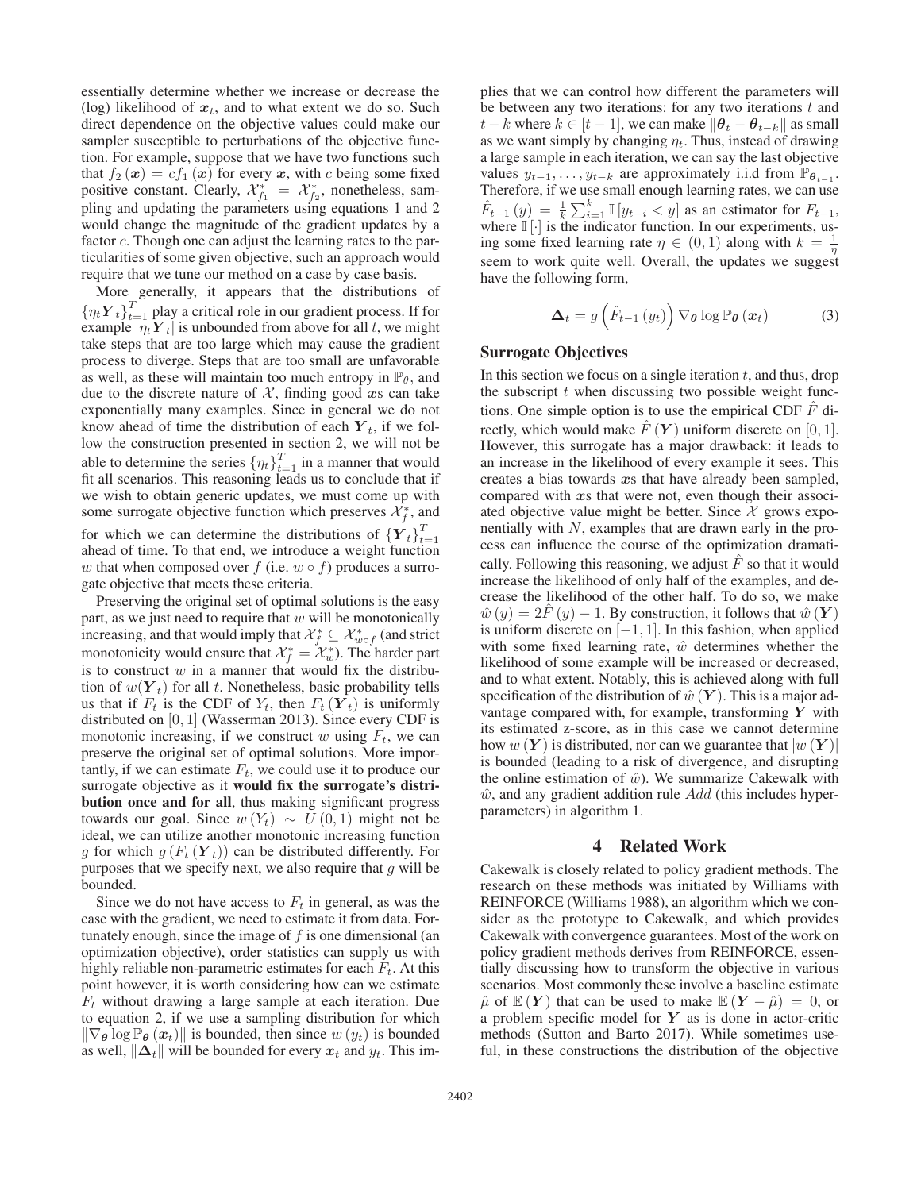essentially determine whether we increase or decrease the (log) likelihood of $\boldsymbol{x}_t$, and to what extent we do so. Such direct dependence on the objective values could make our sampler susceptible to perturbations of the objective function. For example, suppose that we have two functions such that $f_2(\boldsymbol{x}) = cf_1(\boldsymbol{x})$ for every $\boldsymbol{x}$, with $c$ being some fixed positive constant. Clearly, $\mathcal{X}^*_{f_1} = \mathcal{X}^*_{f_2}$, nonetheless, sampling and updating the parameters using equations 1 and 2 would change the magnitude of the gradient updates by a factor $c$. Though one can adjust the learning rates to the particularities of some given objective, such an approach would require that we tune our method on a case by case basis.

More generally, it appears that the distributions of $\{\eta_t \boldsymbol{Y}_t\}_{t=1}^T$ play a critical role in our gradient process. If for example $|\eta_t \boldsymbol{Y}_t|$ is unbounded from above for all $t$, we might take steps that are too large which may cause the gradient process to diverge. Steps that are too small are unfavorable as well, as these will maintain too much entropy in $\mathbb{P}_\theta$, and due to the discrete nature of $\mathcal{X}$, finding good $\boldsymbol{x}$s can take exponentially many examples. Since in general we do not know ahead of time the distribution of each $\boldsymbol{Y}_t$, if we follow the construction presented in section 2, we will not be able to determine the series $\{\eta_t\}_{t=1}^T$ in a manner that would fit all scenarios. This reasoning leads us to conclude that if we wish to obtain generic updates, we must come up with some surrogate objective function which preserves $\mathcal{X}^*_f$, and for which we can determine the distributions of $\{\boldsymbol{Y}_t\}_{t=1}^T$ ahead of time. To that end, we introduce a weight function $w$ that when composed over $f$ (i.e. $w \circ f$) produces a surrogate objective that meets these criteria.

Preserving the original set of optimal solutions is the easy part, as we just need to require that $w$ will be monotonically increasing, and that would imply that $\mathcal{X}^*_f \subseteq \mathcal{X}^*_{w \circ f}$ (and strict monotonicity would ensure that $\mathcal{X}^*_f = \mathcal{X}^*_w$). The harder part is to construct $w$ in a manner that would fix the distribution of $w(\boldsymbol{Y}_t)$ for all $t$. Nonetheless, basic probability tells us that if $F_t$ is the CDF of $Y_t$, then $F_t(\boldsymbol{Y}_t)$ is uniformly distributed on $[0, 1]$ (Wasserman 2013). Since every CDF is monotonic increasing, if we construct $w$ using $F_t$, we can preserve the original set of optimal solutions. More importantly, if we can estimate $F_t$, we could use it to produce our surrogate objective as it **would fix the surrogate's distribution once and for all**, thus making significant progress towards our goal. Since $w(Y_t) \sim U(0, 1)$ might not be ideal, we can utilize another monotonic increasing function $g$ for which $g(F_t(\boldsymbol{Y}_t))$ can be distributed differently. For purposes that we specify next, we also require that $g$ will be bounded.

Since we do not have access to $F_t$ in general, as was the case with the gradient, we need to estimate it from data. Fortunately enough, since the image of $f$ is one dimensional (an optimization objective), order statistics can supply us with highly reliable non-parametric estimates for each $F_t$. At this point however, it is worth considering how can we estimate $F_t$ without drawing a large sample at each iteration. Due to equation 2, if we use a sampling distribution for which $\|\nabla_{\boldsymbol{\theta}} \log \mathbb{P}_{\boldsymbol{\theta}}(\boldsymbol{x}_t)\|$ is bounded, then since $w(y_t)$ is bounded as well, $\|\boldsymbol{\Delta}_t\|$ will be bounded for every $\boldsymbol{x}_t$ and $y_t$. This implies that we can control how different the parameters will be between any two iterations: for any two iterations $t$ and $t-k$ where $k \in [t-1]$, we can make $\|\boldsymbol{\theta}_t - \boldsymbol{\theta}_{t-k}\|$ as small as we want simply by changing $\eta_t$. Thus, instead of drawing a large sample in each iteration, we can say the last objective values $y_{t-1}, \ldots, y_{t-k}$ are approximately i.i.d from $\mathbb{P}_{\boldsymbol{\theta}_{t-1}}$. Therefore, if we use small enough learning rates, we can use $\hat{F}_{t-1}(y) = \frac{1}{k}\sum_{i=1}^{k} \mathbb{I}[y_{t-i} < y]$ as an estimator for $F_{t-1}$, where $\mathbb{I}[\cdot]$ is the indicator function. In our experiments, using some fixed learning rate $\eta \in (0, 1)$ along with $k = \frac{1}{\eta}$ seem to work quite well. Overall, the updates we suggest have the following form,

$$\boldsymbol{\Delta}_t = g\left(\hat{F}_{t-1}(y_t)\right) \nabla_{\boldsymbol{\theta}} \log \mathbb{P}_{\boldsymbol{\theta}}(\boldsymbol{x}_t) \tag{3}$$

### Surrogate Objectives

In this section we focus on a single iteration $t$, and thus, drop the subscript $t$ when discussing two possible weight functions. One simple option is to use the empirical CDF $\hat{F}$ directly, which would make $\hat{F}(\boldsymbol{Y})$ uniform discrete on $[0, 1]$. However, this surrogate has a major drawback: it leads to an increase in the likelihood of every example it sees. This creates a bias towards $\boldsymbol{x}$s that have already been sampled, compared with $\boldsymbol{x}$s that were not, even though their associated objective value might be better. Since $\mathcal{X}$ grows exponentially with $N$, examples that are drawn early in the process can influence the course of the optimization dramatically. Following this reasoning, we adjust $\hat{F}$ so that it would increase the likelihood of only half of the examples, and decrease the likelihood of the other half. To do so, we make $\hat{w}(y) = 2\hat{F}(y) - 1$. By construction, it follows that $\hat{w}(\boldsymbol{Y})$ is uniform discrete on $[-1, 1]$. In this fashion, when applied with some fixed learning rate, $\hat{w}$ determines whether the likelihood of some example will be increased or decreased, and to what extent. Notably, this is achieved along with full specification of the distribution of $\hat{w}(\boldsymbol{Y})$. This is a major advantage compared with, for example, transforming $\boldsymbol{Y}$ with its estimated z-score, as in this case we cannot determine how $w(\boldsymbol{Y})$ is distributed, nor can we guarantee that $|w(\boldsymbol{Y})|$ is bounded (leading to a risk of divergence, and disrupting the online estimation of $\hat{w}$). We summarize Cakewalk with $\hat{w}$, and any gradient addition rule $Add$ (this includes hyperparameters) in algorithm 1.

## 4 Related Work

Cakewalk is closely related to policy gradient methods. The research on these methods was initiated by Williams with REINFORCE (Williams 1988), an algorithm which we consider as the prototype to Cakewalk, and which provides Cakewalk with convergence guarantees. Most of the work on policy gradient methods derives from REINFORCE, essentially discussing how to transform the objective in various scenarios. Most commonly these involve a baseline estimate $\hat{\mu}$ of $\mathbb{E}(\boldsymbol{Y})$ that can be used to make $\mathbb{E}(\boldsymbol{Y} - \hat{\mu}) = 0$, or a problem specific model for $\boldsymbol{Y}$ as is done in actor-critic methods (Sutton and Barto 2017). While sometimes useful, in these constructions the distribution of the objective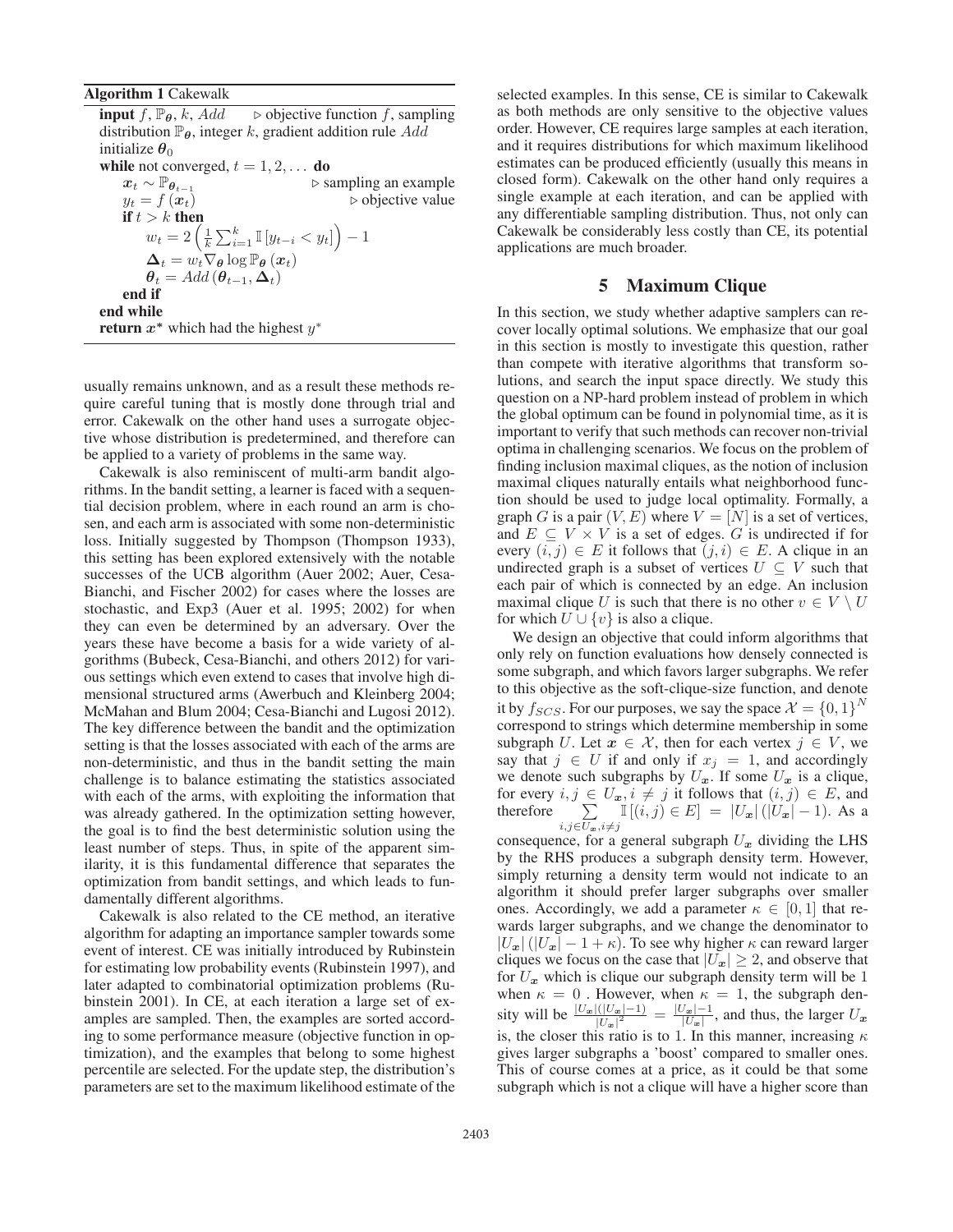**Algorithm 1** Cakewalk

```
input f, P_θ, k, Add        ▷ objective function f, sampling
distribution P_θ, integer k, gradient addition rule Add
initialize θ_0
while not converged, t = 1, 2, ... do
    x_t ~ P_{θ_{t-1}}                    ▷ sampling an example
    y_t = f(x_t)                         ▷ objective value
    if t > k then
        w_t = 2 ( (1/k) Σ_{i=1}^{k} I[y_{t-i} < y_t] ) - 1
        Δ_t = w_t ∇_θ log P_θ(x_t)
        θ_t = Add(θ_{t-1}, Δ_t)
    end if
end while
return x* which had the highest y*
```

**input** $f, \mathbb{P}_{\boldsymbol{\theta}}, k, Add$ $\triangleright$ objective function $f$, sampling distribution $\mathbb{P}_{\boldsymbol{\theta}}$, integer $k$, gradient addition rule $Add$

initialize $\boldsymbol{\theta}_0$

**while** not converged, $t = 1, 2, \ldots$ **do**

$\boldsymbol{x}_t \sim \mathbb{P}_{\boldsymbol{\theta}_{t-1}}$ $\triangleright$ sampling an example

$y_t = f(\boldsymbol{x}_t)$ $\triangleright$ objective value

**if** $t > k$ **then**

$w_t = 2\left(\frac{1}{k}\sum_{i=1}^{k}\mathbb{I}\left[y_{t-i} < y_t\right]\right) - 1$

$\boldsymbol{\Delta}_t = w_t \nabla_{\boldsymbol{\theta}} \log \mathbb{P}_{\boldsymbol{\theta}}(\boldsymbol{x}_t)$

$\boldsymbol{\theta}_t = Add(\boldsymbol{\theta}_{t-1}, \boldsymbol{\Delta}_t)$

**end if**

**end while**

**return** $\boldsymbol{x}^*$ which had the highest $y^*$

usually remains unknown, and as a result these methods require careful tuning that is mostly done through trial and error. Cakewalk on the other hand uses a surrogate objective whose distribution is predetermined, and therefore can be applied to a variety of problems in the same way.

Cakewalk is also reminiscent of multi-arm bandit algorithms. In the bandit setting, a learner is faced with a sequential decision problem, where in each round an arm is chosen, and each arm is associated with some non-deterministic loss. Initially suggested by Thompson (Thompson 1933), this setting has been explored extensively with the notable successes of the UCB algorithm (Auer 2002; Auer, Cesa-Bianchi, and Fischer 2002) for cases where the losses are stochastic, and Exp3 (Auer et al. 1995; 2002) for when they can even be determined by an adversary. Over the years these have become a basis for a wide variety of algorithms (Bubeck, Cesa-Bianchi, and others 2012) for various settings which even extend to cases that involve high dimensional structured arms (Awerbuch and Kleinberg 2004; McMahan and Blum 2004; Cesa-Bianchi and Lugosi 2012). The key difference between the bandit and the optimization setting is that the losses associated with each of the arms are non-deterministic, and thus in the bandit setting the main challenge is to balance estimating the statistics associated with each of the arms, with exploiting the information that was already gathered. In the optimization setting however, the goal is to find the best deterministic solution using the least number of steps. Thus, in spite of the apparent similarity, it is this fundamental difference that separates the optimization from bandit settings, and which leads to fundamentally different algorithms.

Cakewalk is also related to the CE method, an iterative algorithm for adapting an importance sampler towards some event of interest. CE was initially introduced by Rubinstein for estimating low probability events (Rubinstein 1997), and later adapted to combinatorial optimization problems (Rubinstein 2001). In CE, at each iteration a large set of examples are sampled. Then, the examples are sorted according to some performance measure (objective function in optimization), and the examples that belong to some highest percentile are selected. For the update step, the distribution's parameters are set to the maximum likelihood estimate of the selected examples. In this sense, CE is similar to Cakewalk as both methods are only sensitive to the objective values order. However, CE requires large samples at each iteration, and it requires distributions for which maximum likelihood estimates can be produced efficiently (usually this means in closed form). Cakewalk on the other hand only requires a single example at each iteration, and can be applied with any differentiable sampling distribution. Thus, not only can Cakewalk be considerably less costly than CE, its potential applications are much broader.

## 5 Maximum Clique

In this section, we study whether adaptive samplers can recover locally optimal solutions. We emphasize that our goal in this section is mostly to investigate this question, rather than compete with iterative algorithms that transform solutions, and search the input space directly. We study this question on a NP-hard problem instead of problem in which the global optimum can be found in polynomial time, as it is important to verify that such methods can recover non-trivial optima in challenging scenarios. We focus on the problem of finding inclusion maximal cliques, as the notion of inclusion maximal cliques naturally entails what neighborhood function should be used to judge local optimality. Formally, a graph $G$ is a pair $(V, E)$ where $V = [N]$ is a set of vertices, and $E \subseteq V \times V$ is a set of edges. $G$ is undirected if for every $(i, j) \in E$ it follows that $(j, i) \in E$. A clique in an undirected graph is a subset of vertices $U \subseteq V$ such that each pair of which is connected by an edge. An inclusion maximal clique $U$ is such that there is no other $v \in V \setminus U$ for which $U \cup \{v\}$ is also a clique.

We design an objective that could inform algorithms that only rely on function evaluations how densely connected is some subgraph, and which favors larger subgraphs. We refer to this objective as the soft-clique-size function, and denote it by $f_{SCS}$. For our purposes, we say the space $\mathcal{X} = \{0, 1\}^N$ correspond to strings which determine membership in some subgraph $U$. Let $\boldsymbol{x} \in \mathcal{X}$, then for each vertex $j \in V$, we say that $j \in U$ if and only if $x_j = 1$, and accordingly we denote such subgraphs by $U_{\boldsymbol{x}}$. If some $U_{\boldsymbol{x}}$ is a clique, for every $i, j \in U_{\boldsymbol{x}}, i \neq j$ it follows that $(i, j) \in E$, and therefore $\sum_{i,j \in U_{\boldsymbol{x}}, i \neq j} \mathbb{I}\left[(i, j) \in E\right] = |U_{\boldsymbol{x}}|\left(|U_{\boldsymbol{x}}| - 1\right)$. As a consequence, for a general subgraph $U_{\boldsymbol{x}}$ dividing the LHS by the RHS produces a subgraph density term. However, simply returning a density term would not indicate to an algorithm it should prefer larger subgraphs over smaller ones. Accordingly, we add a parameter $\kappa \in [0, 1]$ that rewards larger subgraphs, and we change the denominator to $|U_{\boldsymbol{x}}|\left(|U_{\boldsymbol{x}}| - 1 + \kappa\right)$. To see why higher $\kappa$ can reward larger cliques we focus on the case that $|U_{\boldsymbol{x}}| \geq 2$, and observe that for $U_{\boldsymbol{x}}$ which is clique our subgraph density term will be 1 when $\kappa = 0$ . However, when $\kappa = 1$, the subgraph density will be $\frac{|U_{\boldsymbol{x}}|(|U_{\boldsymbol{x}}|-1)}{|U_{\boldsymbol{x}}|^2} = \frac{|U_{\boldsymbol{x}}|-1}{|U_{\boldsymbol{x}}|}$, and thus, the larger $U_{\boldsymbol{x}}$ is, the closer this ratio is to 1. In this manner, increasing $\kappa$ gives larger subgraphs a 'boost' compared to smaller ones. This of course comes at a price, as it could be that some subgraph which is not a clique will have a higher score than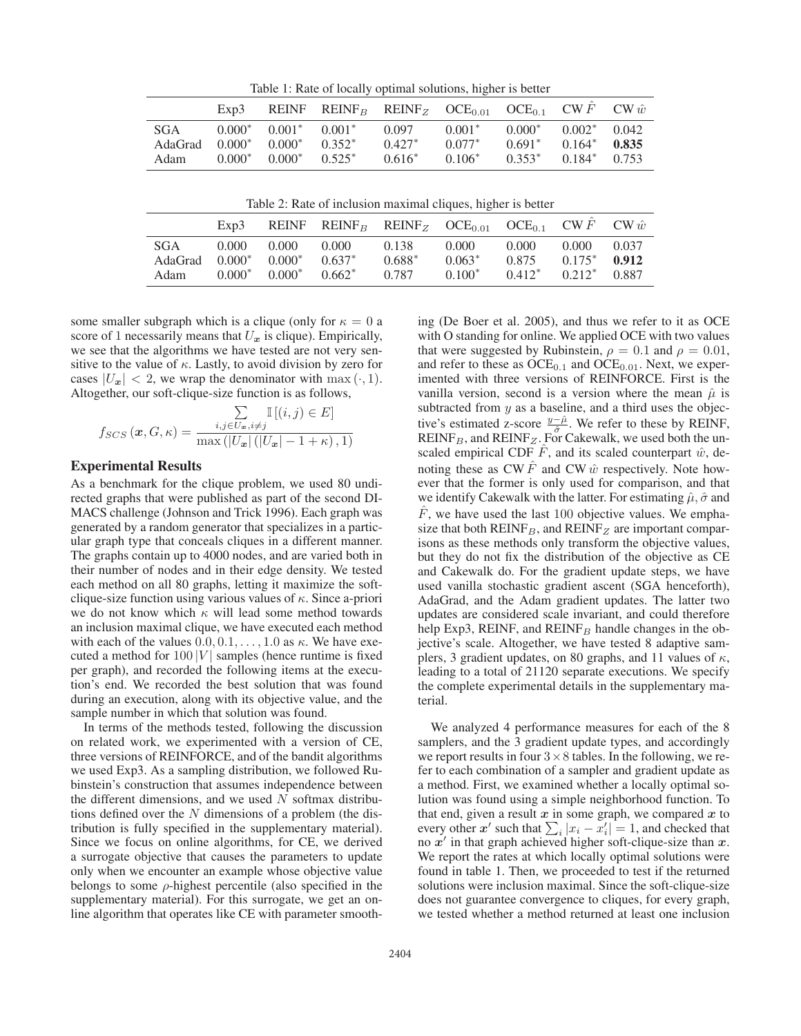Table 1: Rate of locally optimal solutions, higher is better

| | Exp3 | REINF | $\text{REINF}_B$ | $\text{REINF}_Z$ | $\text{OCE}_{0.01}$ | $\text{OCE}_{0.1}$ | CW $\hat{F}$ | CW $\hat{w}$ |
|---|---|---|---|---|---|---|---|---|
| SGA | $0.000^*$ | $0.001^*$ | $0.001^*$ | 0.097 | $0.001^*$ | $0.000^*$ | $0.002^*$ | 0.042 |
| AdaGrad | $0.000^*$ | $0.000^*$ | $0.352^*$ | $0.427^*$ | $0.077^*$ | $0.691^*$ | $0.164^*$ | **0.835** |
| Adam | $0.000^*$ | $0.000^*$ | $0.525^*$ | $0.616^*$ | $0.106^*$ | $0.353^*$ | $0.184^*$ | 0.753 |

Table 2: Rate of inclusion maximal cliques, higher is better

| | Exp3 | REINF | $\text{REINF}_B$ | $\text{REINF}_Z$ | $\text{OCE}_{0.01}$ | $\text{OCE}_{0.1}$ | CW $\hat{F}$ | CW $\hat{w}$ |
|---|---|---|---|---|---|---|---|---|
| SGA | 0.000 | 0.000 | 0.000 | 0.138 | 0.000 | 0.000 | 0.000 | 0.037 |
| AdaGrad | $0.000^*$ | $0.000^*$ | $0.637^*$ | $0.688^*$ | $0.063^*$ | 0.875 | $0.175^*$ | **0.912** |
| Adam | $0.000^*$ | $0.000^*$ | $0.662^*$ | 0.787 | $0.100^*$ | $0.412^*$ | $0.212^*$ | 0.887 |

some smaller subgraph which is a clique (only for $\kappa = 0$ a score of 1 necessarily means that $U_{\boldsymbol{x}}$ is clique). Empirically, we see that the algorithms we have tested are not very sensitive to the value of $\kappa$. Lastly, to avoid division by zero for cases $|U_{\boldsymbol{x}}| < 2$, we wrap the denominator with $\max(\cdot, 1)$. Altogether, our soft-clique-size function is as follows,

$$f_{SCS}(\boldsymbol{x}, G, \kappa) = \frac{\sum_{i,j \in U_{\boldsymbol{x}}, i \neq j} \mathbb{I}\left[(i,j) \in E\right]}{\max\left(|U_{\boldsymbol{x}}|\left(|U_{\boldsymbol{x}}| - 1 + \kappa\right), 1\right)}$$

## Experimental Results

As a benchmark for the clique problem, we used 80 undirected graphs that were published as part of the second DIMACS challenge (Johnson and Trick 1996). Each graph was generated by a random generator that specializes in a particular graph type that conceals cliques in a different manner. The graphs contain up to 4000 nodes, and are varied both in their number of nodes and in their edge density. We tested each method on all 80 graphs, letting it maximize the soft-clique-size function using various values of $\kappa$. Since a-priori we do not know which $\kappa$ will lead some method towards an inclusion maximal clique, we have executed each method with each of the values $0.0, 0.1, \ldots, 1.0$ as $\kappa$. We have executed a method for $100\,|V|$ samples (hence runtime is fixed per graph), and recorded the following items at the execution's end. We recorded the best solution that was found during an execution, along with its objective value, and the sample number in which that solution was found.

In terms of the methods tested, following the discussion on related work, we experimented with a version of CE, three versions of REINFORCE, and of the bandit algorithms we used Exp3. As a sampling distribution, we followed Rubinstein's construction that assumes independence between the different dimensions, and we used $N$ softmax distributions defined over the $N$ dimensions of a problem (the distribution is fully specified in the supplementary material). Since we focus on online algorithms, for CE, we derived a surrogate objective that causes the parameters to update only when we encounter an example whose objective value belongs to some $\rho$-highest percentile (also specified in the supplementary material). For this surrogate, we get an online algorithm that operates like CE with parameter smoothing (De Boer et al. 2005), and thus we refer to it as OCE with O standing for online. We applied OCE with two values that were suggested by Rubinstein, $\rho = 0.1$ and $\rho = 0.01$, and refer to these as $\text{OCE}_{0.1}$ and $\text{OCE}_{0.01}$. Next, we experimented with three versions of REINFORCE. First is the vanilla version, second is a version where the mean $\hat{\mu}$ is subtracted from $y$ as a baseline, and a third uses the objective's estimated z-score $\frac{y - \hat{\mu}}{\hat{\sigma}}$. We refer to these by REINF, $\text{REINF}_B$, and $\text{REINF}_Z$. For Cakewalk, we used both the unscaled empirical CDF $\hat{F}$, and its scaled counterpart $\hat{w}$, denoting these as CW $\hat{F}$ and CW $\hat{w}$ respectively. Note however that the former is only used for comparison, and that we identify Cakewalk with the latter. For estimating $\hat{\mu}, \hat{\sigma}$ and $\hat{F}$, we have used the last 100 objective values. We emphasize that both $\text{REINF}_B$, and $\text{REINF}_Z$ are important comparisons as these methods only transform the objective values, but they do not fix the distribution of the objective as CE and Cakewalk do. For the gradient update steps, we have used vanilla stochastic gradient ascent (SGA henceforth), AdaGrad, and the Adam gradient updates. The latter two updates are considered scale invariant, and could therefore help Exp3, REINF, and $\text{REINF}_B$ handle changes in the objective's scale. Altogether, we have tested 8 adaptive samplers, 3 gradient updates, on 80 graphs, and 11 values of $\kappa$, leading to a total of 21120 separate executions. We specify the complete experimental details in the supplementary material.

We analyzed 4 performance measures for each of the 8 samplers, and the 3 gradient update types, and accordingly we report results in four $3 \times 8$ tables. In the following, we refer to each combination of a sampler and gradient update as a method. First, we examined whether a locally optimal solution was found using a simple neighborhood function. To that end, given a result $\boldsymbol{x}$ in some graph, we compared $\boldsymbol{x}$ to every other $\boldsymbol{x}'$ such that $\sum_i |x_i - x'_i| = 1$, and checked that no $\boldsymbol{x}'$ in that graph achieved higher soft-clique-size than $\boldsymbol{x}$. We report the rates at which locally optimal solutions were found in table 1. Then, we proceeded to test if the returned solutions were inclusion maximal. Since the soft-clique-size does not guarantee convergence to cliques, for every graph, we tested whether a method returned at least one inclusion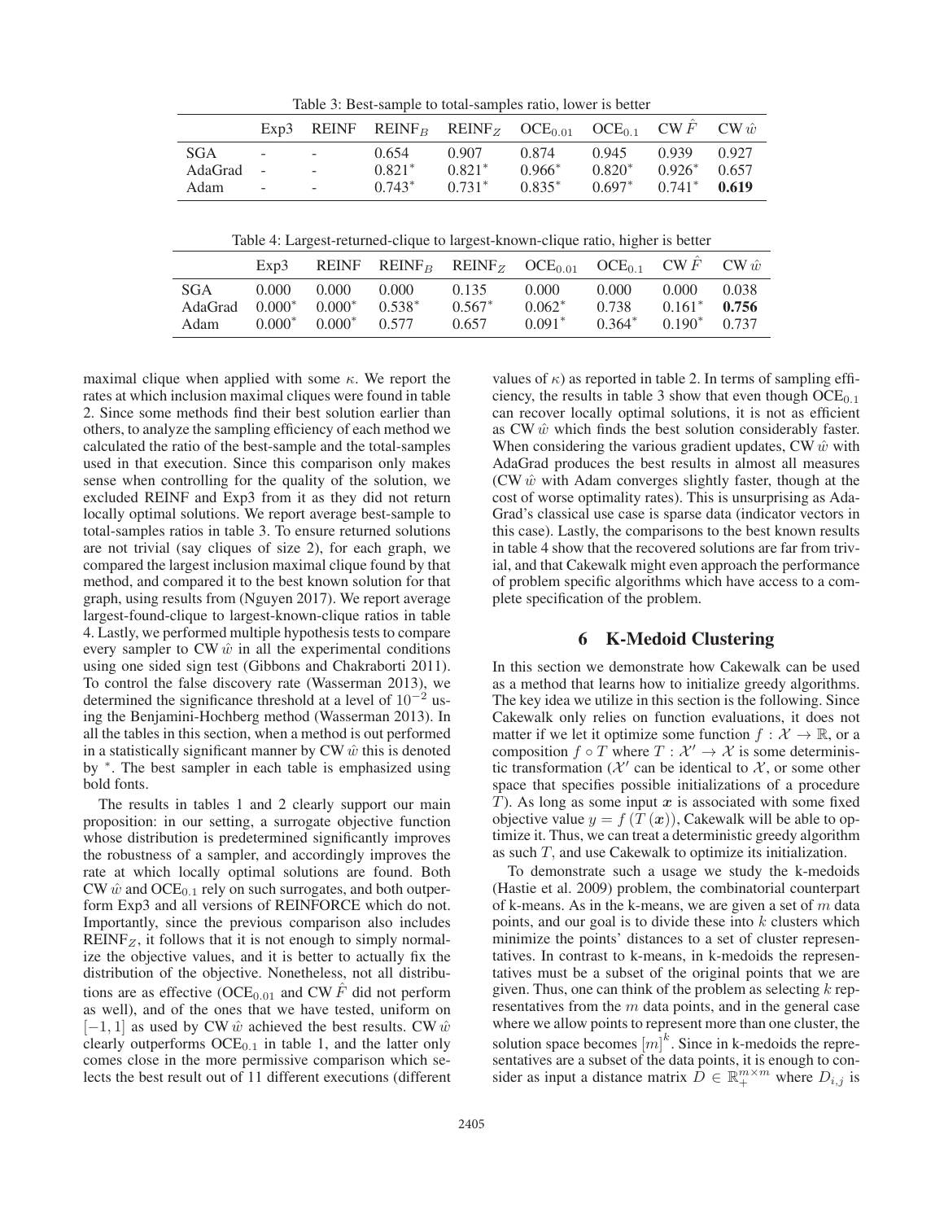Table 3: Best-sample to total-samples ratio, lower is better

| | Exp3 | REINF | REINF$_B$ | REINF$_Z$ | OCE$_{0.01}$ | OCE$_{0.1}$ | CW $\hat{F}$ | CW $\hat{w}$ |
|---|---|---|---|---|---|---|---|---|
| SGA | - | - | 0.654 | 0.907 | 0.874 | 0.945 | 0.939 | 0.927 |
| AdaGrad | - | - | 0.821* | 0.821* | 0.966* | 0.820* | 0.926* | 0.657 |
| Adam | - | - | 0.743* | 0.731* | 0.835* | 0.697* | 0.741* | **0.619** |

Table 4: Largest-returned-clique to largest-known-clique ratio, higher is better

| | Exp3 | REINF | REINF$_B$ | REINF$_Z$ | OCE$_{0.01}$ | OCE$_{0.1}$ | CW $\hat{F}$ | CW $\hat{w}$ |
|---|---|---|---|---|---|---|---|---|
| SGA | 0.000 | 0.000 | 0.000 | 0.135 | 0.000 | 0.000 | 0.000 | 0.038 |
| AdaGrad | 0.000* | 0.000* | 0.538* | 0.567* | 0.062* | 0.738 | 0.161* | **0.756** |
| Adam | 0.000* | 0.000* | 0.577 | 0.657 | 0.091* | 0.364* | 0.190* | 0.737 |

maximal clique when applied with some $\kappa$. We report the rates at which inclusion maximal cliques were found in table 2. Since some methods find their best solution earlier than others, to analyze the sampling efficiency of each method we calculated the ratio of the best-sample and the total-samples used in that execution. Since this comparison only makes sense when controlling for the quality of the solution, we excluded REINF and Exp3 from it as they did not return locally optimal solutions. We report average best-sample to total-samples ratios in table 3. To ensure returned solutions are not trivial (say cliques of size 2), for each graph, we compared the largest inclusion maximal clique found by that method, and compared it to the best known solution for that graph, using results from (Nguyen 2017). We report average largest-found-clique to largest-known-clique ratios in table 4. Lastly, we performed multiple hypothesis tests to compare every sampler to CW $\hat{w}$ in all the experimental conditions using one sided sign test (Gibbons and Chakraborti 2011). To control the false discovery rate (Wasserman 2013), we determined the significance threshold at a level of $10^{-2}$ using the Benjamini-Hochberg method (Wasserman 2013). In all the tables in this section, when a method is out performed in a statistically significant manner by CW $\hat{w}$ this is denoted by *. The best sampler in each table is emphasized using bold fonts.

The results in tables 1 and 2 clearly support our main proposition: in our setting, a surrogate objective function whose distribution is predetermined significantly improves the robustness of a sampler, and accordingly improves the rate at which locally optimal solutions are found. Both CW $\hat{w}$ and OCE$_{0.1}$ rely on such surrogates, and both outperform Exp3 and all versions of REINFORCE which do not. Importantly, since the previous comparison also includes REINF$_Z$, it follows that it is not enough to simply normalize the objective values, and it is better to actually fix the distribution of the objective. Nonetheless, not all distributions are as effective (OCE$_{0.01}$ and CW $\hat{F}$ did not perform as well), and of the ones that we have tested, uniform on $[-1, 1]$ as used by CW $\hat{w}$ achieved the best results. CW $\hat{w}$ clearly outperforms OCE$_{0.1}$ in table 1, and the latter only comes close in the more permissive comparison which selects the best result out of 11 different executions (different values of $\kappa$) as reported in table 2. In terms of sampling efficiency, the results in table 3 show that even though OCE$_{0.1}$ can recover locally optimal solutions, it is not as efficient as CW $\hat{w}$ which finds the best solution considerably faster. When considering the various gradient updates, CW $\hat{w}$ with AdaGrad produces the best results in almost all measures (CW $\hat{w}$ with Adam converges slightly faster, though at the cost of worse optimality rates). This is unsurprising as AdaGrad's classical use case is sparse data (indicator vectors in this case). Lastly, the comparisons to the best known results in table 4 show that the recovered solutions are far from trivial, and that Cakewalk might even approach the performance of problem specific algorithms which have access to a complete specification of the problem.

## 6 K-Medoid Clustering

In this section we demonstrate how Cakewalk can be used as a method that learns how to initialize greedy algorithms. The key idea we utilize in this section is the following. Since Cakewalk only relies on function evaluations, it does not matter if we let it optimize some function $f : \mathcal{X} \to \mathbb{R}$, or a composition $f \circ T$ where $T : \mathcal{X}' \to \mathcal{X}$ is some deterministic transformation ($\mathcal{X}'$ can be identical to $\mathcal{X}$, or some other space that specifies possible initializations of a procedure $T$). As long as some input $\boldsymbol{x}$ is associated with some fixed objective value $y = f(T(\boldsymbol{x}))$, Cakewalk will be able to optimize it. Thus, we can treat a deterministic greedy algorithm as such $T$, and use Cakewalk to optimize its initialization.

To demonstrate such a usage we study the k-medoids (Hastie et al. 2009) problem, the combinatorial counterpart of k-means. As in the k-means, we are given a set of $m$ data points, and our goal is to divide these into $k$ clusters which minimize the points' distances to a set of cluster representatives. In contrast to k-means, in k-medoids the representatives must be a subset of the original points that we are given. Thus, one can think of the problem as selecting $k$ representatives from the $m$ data points, and in the general case where we allow points to represent more than one cluster, the solution space becomes $[m]^k$. Since in k-medoids the representatives are a subset of the data points, it is enough to consider as input a distance matrix $D \in \mathbb{R}_+^{m \times m}$ where $D_{i,j}$ is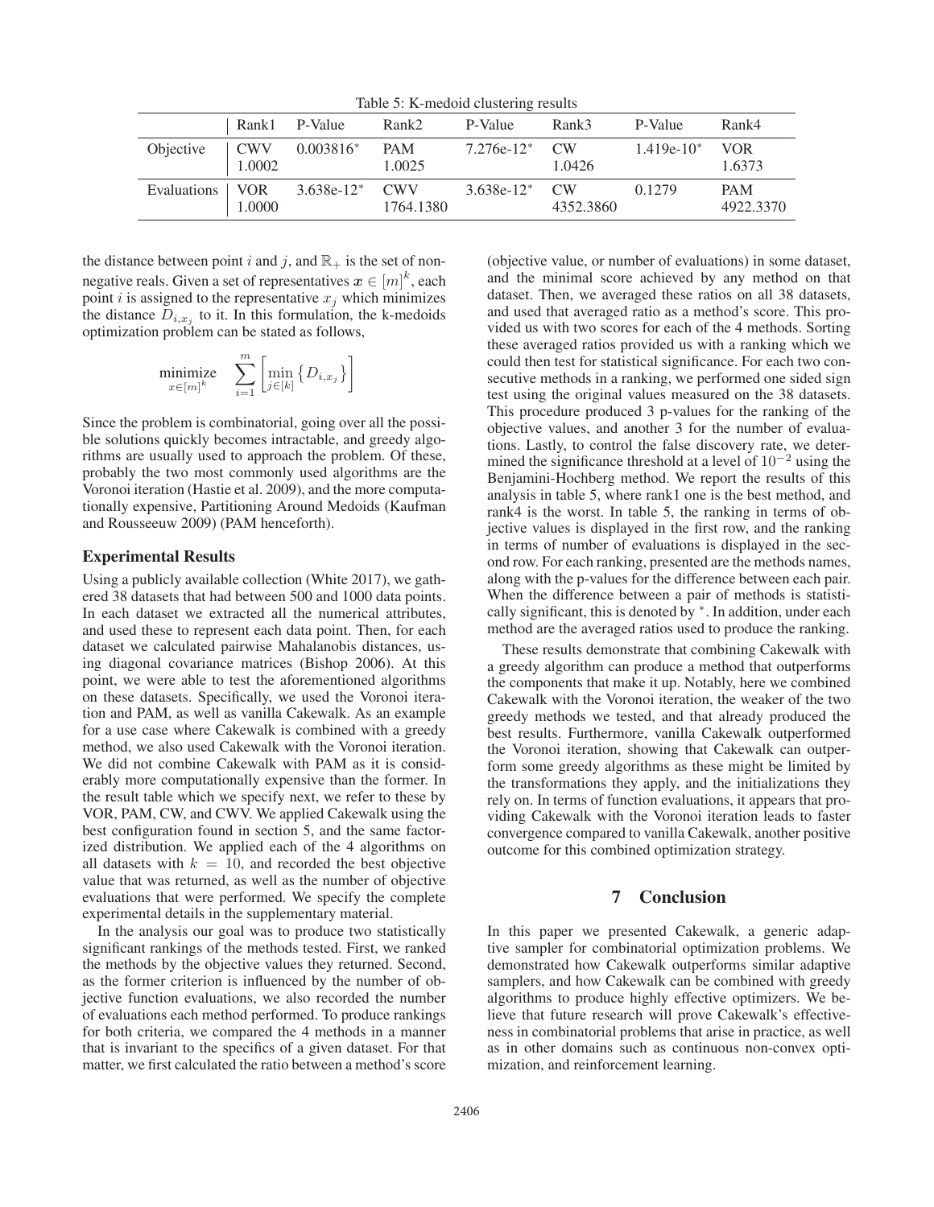Table 5: K-medoid clustering results

| | Rank1 | P-Value | Rank2 | P-Value | Rank3 | P-Value | Rank4 |
|---|---|---|---|---|---|---|---|
| Objective | CWV 1.0002 | 0.003816* | PAM 1.0025 | 7.276e-12* | CW 1.0426 | 1.419e-10* | VOR 1.6373 |
| Evaluations | VOR 1.0000 | 3.638e-12* | CWV 1764.1380 | 3.638e-12* | CW 4352.3860 | 0.1279 | PAM 4922.3370 |

the distance between point $i$ and $j$, and $\mathbb{R}_+$ is the set of non-negative reals. Given a set of representatives $\boldsymbol{x} \in [m]^k$, each point $i$ is assigned to the representative $x_j$ which minimizes the distance $D_{i,x_j}$ to it. In this formulation, the k-medoids optimization problem can be stated as follows,

$$\underset{x \in [m]^k}{\text{minimize}} \quad \sum_{i=1}^{m} \left[ \min_{j \in [k]} \left\{ D_{i,x_j} \right\} \right]$$

Since the problem is combinatorial, going over all the possible solutions quickly becomes intractable, and greedy algorithms are usually used to approach the problem. Of these, probably the two most commonly used algorithms are the Voronoi iteration (Hastie et al. 2009), and the more computationally expensive, Partitioning Around Medoids (Kaufman and Rousseeuw 2009) (PAM henceforth).

### Experimental Results

Using a publicly available collection (White 2017), we gathered 38 datasets that had between 500 and 1000 data points. In each dataset we extracted all the numerical attributes, and used these to represent each data point. Then, for each dataset we calculated pairwise Mahalanobis distances, using diagonal covariance matrices (Bishop 2006). At this point, we were able to test the aforementioned algorithms on these datasets. Specifically, we used the Voronoi iteration and PAM, as well as vanilla Cakewalk. As an example for a use case where Cakewalk is combined with a greedy method, we also used Cakewalk with the Voronoi iteration. We did not combine Cakewalk with PAM as it is considerably more computationally expensive than the former. In the result table which we specify next, we refer to these by VOR, PAM, CW, and CWV. We applied Cakewalk using the best configuration found in section 5, and the same factorized distribution. We applied each of the 4 algorithms on all datasets with $k = 10$, and recorded the best objective value that was returned, as well as the number of objective evaluations that were performed. We specify the complete experimental details in the supplementary material.

In the analysis our goal was to produce two statistically significant rankings of the methods tested. First, we ranked the methods by the objective values they returned. Second, as the former criterion is influenced by the number of objective function evaluations, we also recorded the number of evaluations each method performed. To produce rankings for both criteria, we compared the 4 methods in a manner that is invariant to the specifics of a given dataset. For that matter, we first calculated the ratio between a method's score (objective value, or number of evaluations) in some dataset, and the minimal score achieved by any method on that dataset. Then, we averaged these ratios on all 38 datasets, and used that averaged ratio as a method's score. This provided us with two scores for each of the 4 methods. Sorting these averaged ratios provided us with a ranking which we could then test for statistical significance. For each two consecutive methods in a ranking, we performed one sided sign test using the original values measured on the 38 datasets. This procedure produced 3 p-values for the ranking of the objective values, and another 3 for the number of evaluations. Lastly, to control the false discovery rate, we determined the significance threshold at a level of $10^{-2}$ using the Benjamini-Hochberg method. We report the results of this analysis in table 5, where rank1 one is the best method, and rank4 is the worst. In table 5, the ranking in terms of objective values is displayed in the first row, and the ranking in terms of number of evaluations is displayed in the second row. For each ranking, presented are the methods names, along with the p-values for the difference between each pair. When the difference between a pair of methods is statistically significant, this is denoted by *. In addition, under each method are the averaged ratios used to produce the ranking.

These results demonstrate that combining Cakewalk with a greedy algorithm can produce a method that outperforms the components that make it up. Notably, here we combined Cakewalk with the Voronoi iteration, the weaker of the two greedy methods we tested, and that already produced the best results. Furthermore, vanilla Cakewalk outperformed the Voronoi iteration, showing that Cakewalk can outperform some greedy algorithms as these might be limited by the transformations they apply, and the initializations they rely on. In terms of function evaluations, it appears that providing Cakewalk with the Voronoi iteration leads to faster convergence compared to vanilla Cakewalk, another positive outcome for this combined optimization strategy.

## 7 Conclusion

In this paper we presented Cakewalk, a generic adaptive sampler for combinatorial optimization problems. We demonstrated how Cakewalk outperforms similar adaptive samplers, and how Cakewalk can be combined with greedy algorithms to produce highly effective optimizers. We believe that future research will prove Cakewalk's effectiveness in combinatorial problems that arise in practice, as well as in other domains such as continuous non-convex optimization, and reinforcement learning.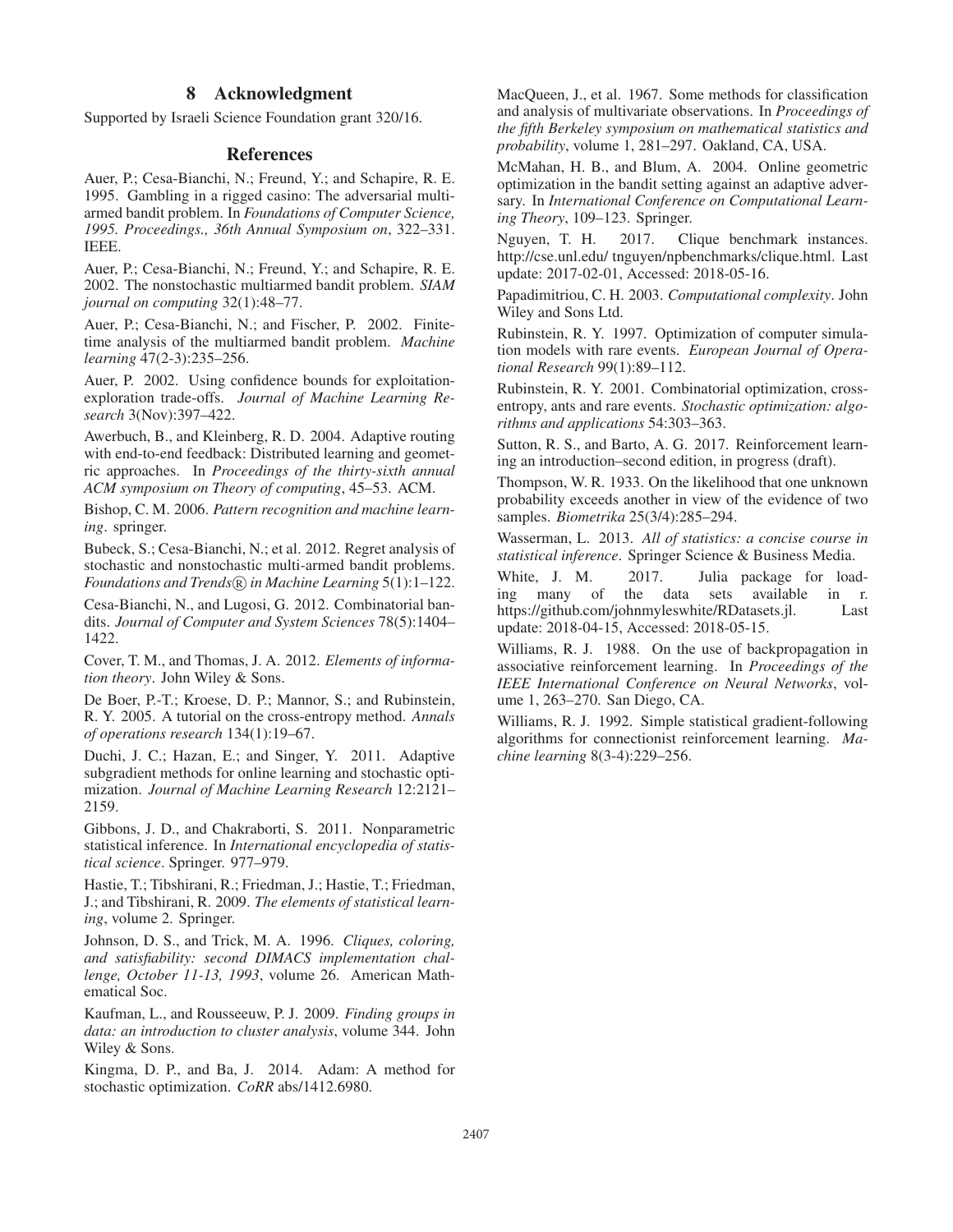## 8 Acknowledgment

Supported by Israeli Science Foundation grant 320/16.

## References

Auer, P.; Cesa-Bianchi, N.; Freund, Y.; and Schapire, R. E. 1995. Gambling in a rigged casino: The adversarial multi-armed bandit problem. In *Foundations of Computer Science, 1995. Proceedings., 36th Annual Symposium on*, 322–331. IEEE.

Auer, P.; Cesa-Bianchi, N.; Freund, Y.; and Schapire, R. E. 2002. The nonstochastic multiarmed bandit problem. *SIAM journal on computing* 32(1):48–77.

Auer, P.; Cesa-Bianchi, N.; and Fischer, P. 2002. Finite-time analysis of the multiarmed bandit problem. *Machine learning* 47(2-3):235–256.

Auer, P. 2002. Using confidence bounds for exploitation-exploration trade-offs. *Journal of Machine Learning Research* 3(Nov):397–422.

Awerbuch, B., and Kleinberg, R. D. 2004. Adaptive routing with end-to-end feedback: Distributed learning and geometric approaches. In *Proceedings of the thirty-sixth annual ACM symposium on Theory of computing*, 45–53. ACM.

Bishop, C. M. 2006. *Pattern recognition and machine learning*. springer.

Bubeck, S.; Cesa-Bianchi, N.; et al. 2012. Regret analysis of stochastic and nonstochastic multi-armed bandit problems. *Foundations and Trends® in Machine Learning* 5(1):1–122.

Cesa-Bianchi, N., and Lugosi, G. 2012. Combinatorial bandits. *Journal of Computer and System Sciences* 78(5):1404–1422.

Cover, T. M., and Thomas, J. A. 2012. *Elements of information theory*. John Wiley & Sons.

De Boer, P.-T.; Kroese, D. P.; Mannor, S.; and Rubinstein, R. Y. 2005. A tutorial on the cross-entropy method. *Annals of operations research* 134(1):19–67.

Duchi, J. C.; Hazan, E.; and Singer, Y. 2011. Adaptive subgradient methods for online learning and stochastic optimization. *Journal of Machine Learning Research* 12:2121–2159.

Gibbons, J. D., and Chakraborti, S. 2011. Nonparametric statistical inference. In *International encyclopedia of statistical science*. Springer. 977–979.

Hastie, T.; Tibshirani, R.; Friedman, J.; Hastie, T.; Friedman, J.; and Tibshirani, R. 2009. *The elements of statistical learning*, volume 2. Springer.

Johnson, D. S., and Trick, M. A. 1996. *Cliques, coloring, and satisfiability: second DIMACS implementation challenge, October 11-13, 1993*, volume 26. American Mathematical Soc.

Kaufman, L., and Rousseeuw, P. J. 2009. *Finding groups in data: an introduction to cluster analysis*, volume 344. John Wiley & Sons.

Kingma, D. P., and Ba, J. 2014. Adam: A method for stochastic optimization. *CoRR* abs/1412.6980.

MacQueen, J., et al. 1967. Some methods for classification and analysis of multivariate observations. In *Proceedings of the fifth Berkeley symposium on mathematical statistics and probability*, volume 1, 281–297. Oakland, CA, USA.

McMahan, H. B., and Blum, A. 2004. Online geometric optimization in the bandit setting against an adaptive adversary. In *International Conference on Computational Learning Theory*, 109–123. Springer.

Nguyen, T. H. 2017. Clique benchmark instances. http://cse.unl.edu/ tnguyen/npbenchmarks/clique.html. Last update: 2017-02-01, Accessed: 2018-05-16.

Papadimitriou, C. H. 2003. *Computational complexity*. John Wiley and Sons Ltd.

Rubinstein, R. Y. 1997. Optimization of computer simulation models with rare events. *European Journal of Operational Research* 99(1):89–112.

Rubinstein, R. Y. 2001. Combinatorial optimization, cross-entropy, ants and rare events. *Stochastic optimization: algorithms and applications* 54:303–363.

Sutton, R. S., and Barto, A. G. 2017. Reinforcement learning an introduction–second edition, in progress (draft).

Thompson, W. R. 1933. On the likelihood that one unknown probability exceeds another in view of the evidence of two samples. *Biometrika* 25(3/4):285–294.

Wasserman, L. 2013. *All of statistics: a concise course in statistical inference*. Springer Science & Business Media.

White, J. M. 2017. Julia package for loading many of the data sets available in r. https://github.com/johnmyleswhite/RDatasets.jl. Last update: 2018-04-15, Accessed: 2018-05-15.

Williams, R. J. 1988. On the use of backpropagation in associative reinforcement learning. In *Proceedings of the IEEE International Conference on Neural Networks*, volume 1, 263–270. San Diego, CA.

Williams, R. J. 1992. Simple statistical gradient-following algorithms for connectionist reinforcement learning. *Machine learning* 8(3-4):229–256.